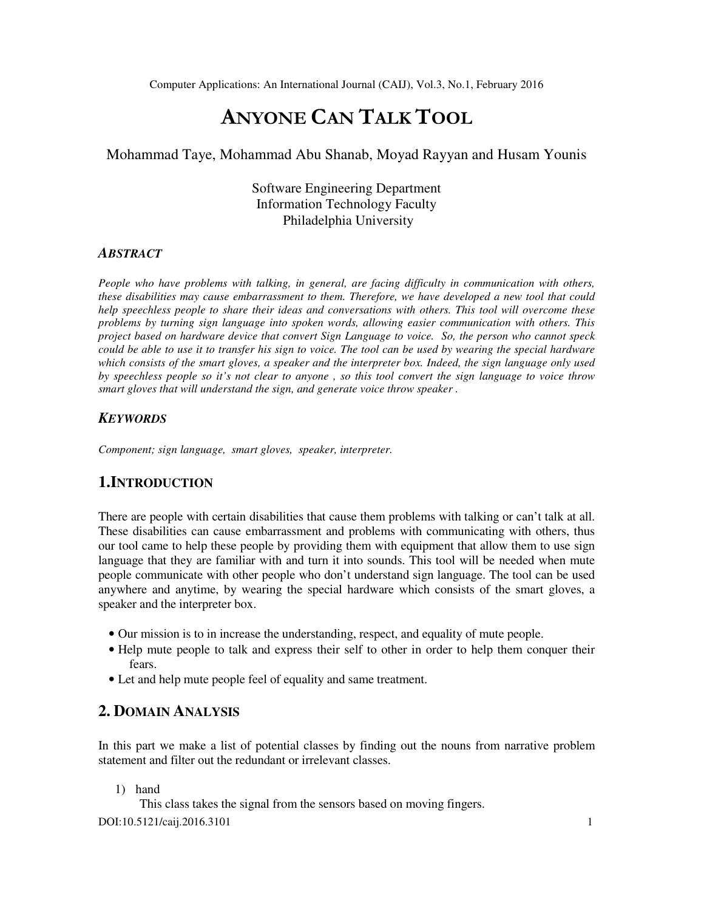# ANYONE CAN TALK TOOL

Mohammad Taye, Mohammad Abu Shanab, Moyad Rayyan and Husam Younis

Software Engineering Department
Information Technology Faculty
Philadelphia University

### *ABSTRACT*

*People who have problems with talking, in general, are facing difficulty in communication with others, these disabilities may cause embarrassment to them. Therefore, we have developed a new tool that could help speechless people to share their ideas and conversations with others. This tool will overcome these problems by turning sign language into spoken words, allowing easier communication with others. This project based on hardware device that convert Sign Language to voice. So, the person who cannot speck could be able to use it to transfer his sign to voice. The tool can be used by wearing the special hardware which consists of the smart gloves, a speaker and the interpreter box. Indeed, the sign language only used by speechless people so it's not clear to anyone , so this tool convert the sign language to voice throw smart gloves that will understand the sign, and generate voice throw speaker .*

### *KEYWORDS*

*Component; sign language, smart gloves, speaker, interpreter.*

## 1.INTRODUCTION

There are people with certain disabilities that cause them problems with talking or can't talk at all. These disabilities can cause embarrassment and problems with communicating with others, thus our tool came to help these people by providing them with equipment that allow them to use sign language that they are familiar with and turn it into sounds. This tool will be needed when mute people communicate with other people who don't understand sign language. The tool can be used anywhere and anytime, by wearing the special hardware which consists of the smart gloves, a speaker and the interpreter box.

- Our mission is to in increase the understanding, respect, and equality of mute people.
- Help mute people to talk and express their self to other in order to help them conquer their fears.
- Let and help mute people feel of equality and same treatment.

## 2. DOMAIN ANALYSIS

In this part we make a list of potential classes by finding out the nouns from narrative problem statement and filter out the redundant or irrelevant classes.

1) hand

   This class takes the signal from the sensors based on moving fingers.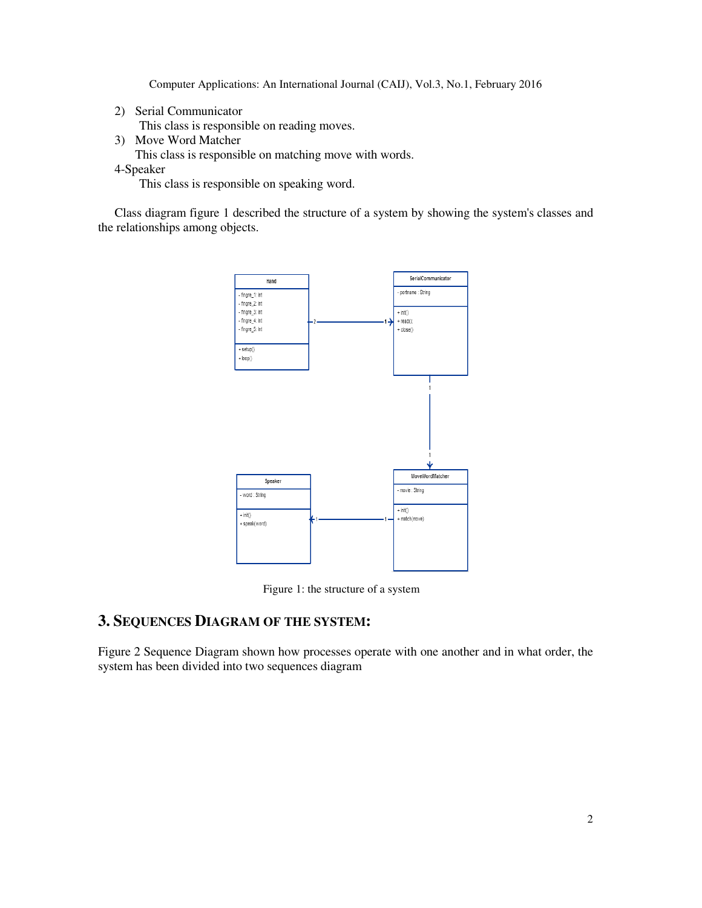2) Serial Communicator

   This class is responsible on reading moves.

3) Move Word Matcher

   This class is responsible on matching move with words.

4-Speaker

   This class is responsible on speaking word.

Class diagram figure 1 described the structure of a system by showing the system's classes and the relationships among objects.

Figure 1: the structure of a system

## 3. SEQUENCES DIAGRAM OF THE SYSTEM:

Figure 2 Sequence Diagram shown how processes operate with one another and in what order, the system has been divided into two sequences diagram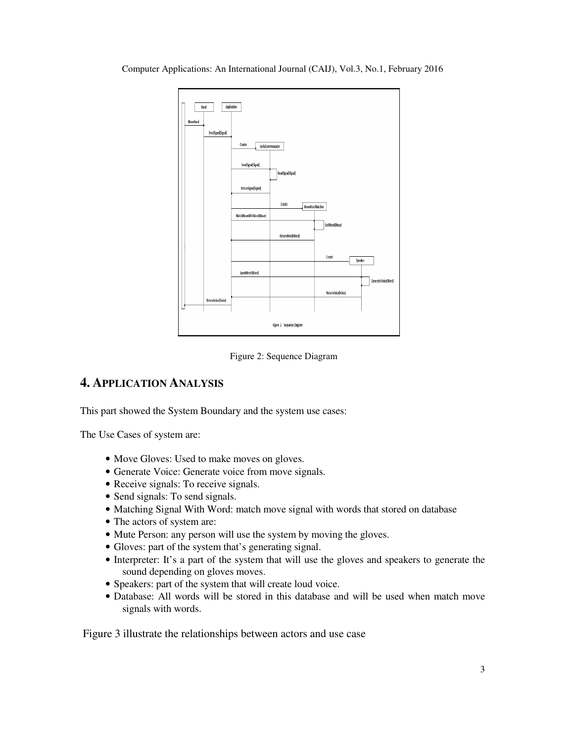Figure 2: Sequence Diagram

## 4. APPLICATION ANALYSIS

This part showed the System Boundary and the system use cases:

The Use Cases of system are:

- Move Gloves: Used to make moves on gloves.
- Generate Voice: Generate voice from move signals.
- Receive signals: To receive signals.
- Send signals: To send signals.
- Matching Signal With Word: match move signal with words that stored on database
- The actors of system are:
- Mute Person: any person will use the system by moving the gloves.
- Gloves: part of the system that's generating signal.
- Interpreter: It's a part of the system that will use the gloves and speakers to generate the sound depending on gloves moves.
- Speakers: part of the system that will create loud voice.
- Database: All words will be stored in this database and will be used when match move signals with words.

Figure 3 illustrate the relationships between actors and use case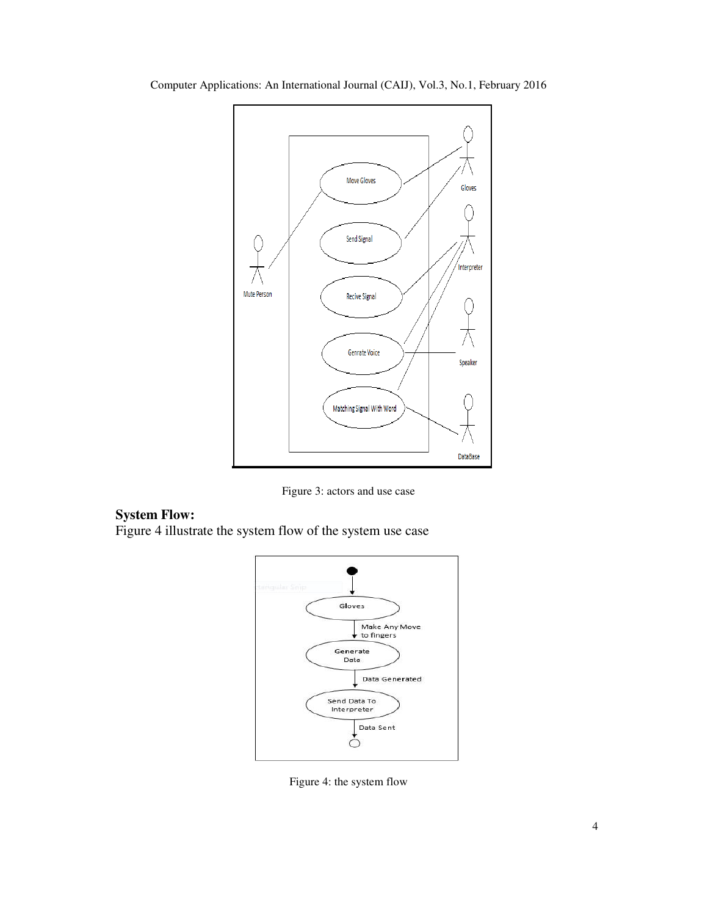Figure 3: actors and use case

**System Flow:**

Figure 4 illustrate the system flow of the system use case

Figure 4: the system flow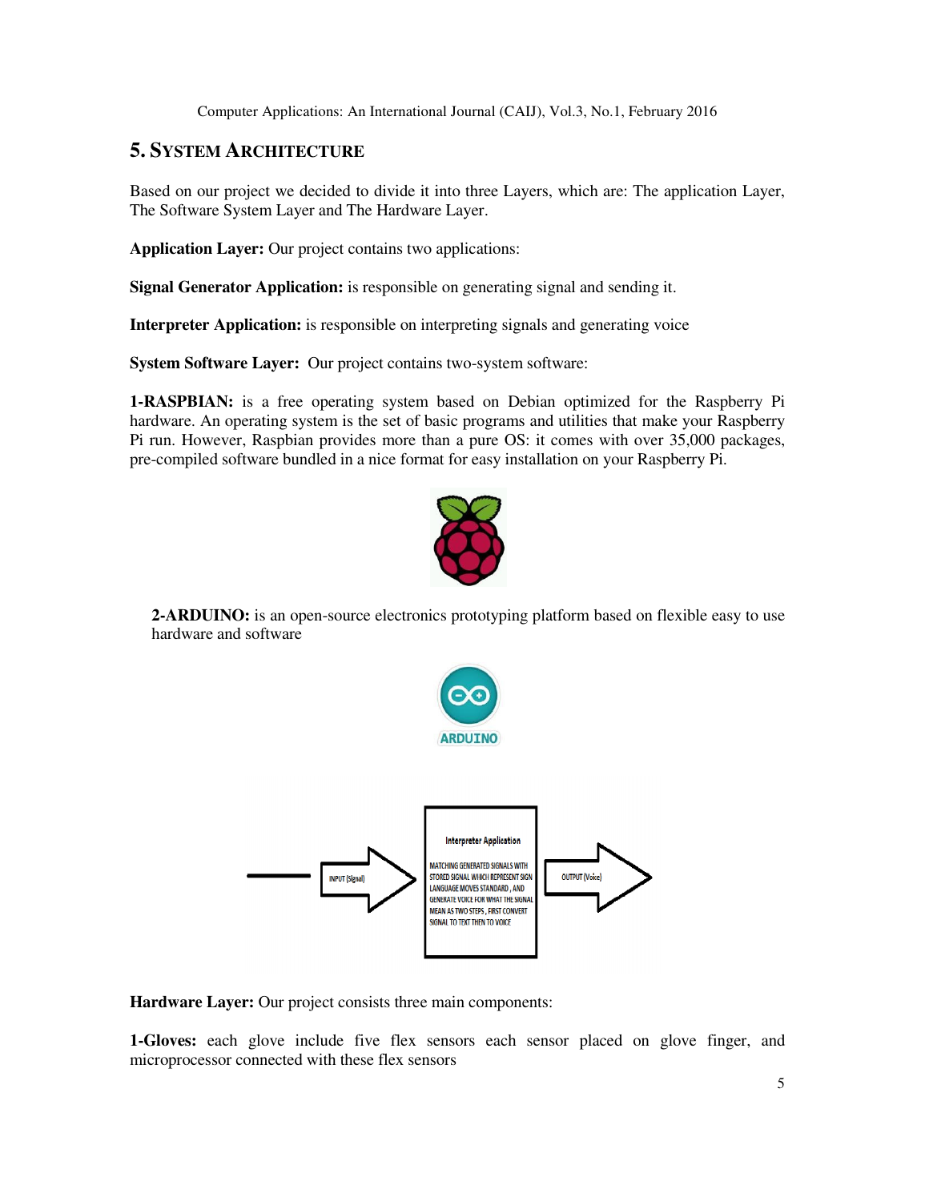## 5. SYSTEM ARCHITECTURE

Based on our project we decided to divide it into three Layers, which are: The application Layer, The Software System Layer and The Hardware Layer.

**Application Layer:** Our project contains two applications:

**Signal Generator Application:** is responsible on generating signal and sending it.

**Interpreter Application:** is responsible on interpreting signals and generating voice

**System Software Layer:** Our project contains two-system software:

**1-RASPBIAN:** is a free operating system based on Debian optimized for the Raspberry Pi hardware. An operating system is the set of basic programs and utilities that make your Raspberry Pi run. However, Raspbian provides more than a pure OS: it comes with over 35,000 packages, pre-compiled software bundled in a nice format for easy installation on your Raspberry Pi.

**2-ARDUINO:** is an open-source electronics prototyping platform based on flexible easy to use hardware and software

**Hardware Layer:** Our project consists three main components:

**1-Gloves:** each glove include five flex sensors each sensor placed on glove finger, and microprocessor connected with these flex sensors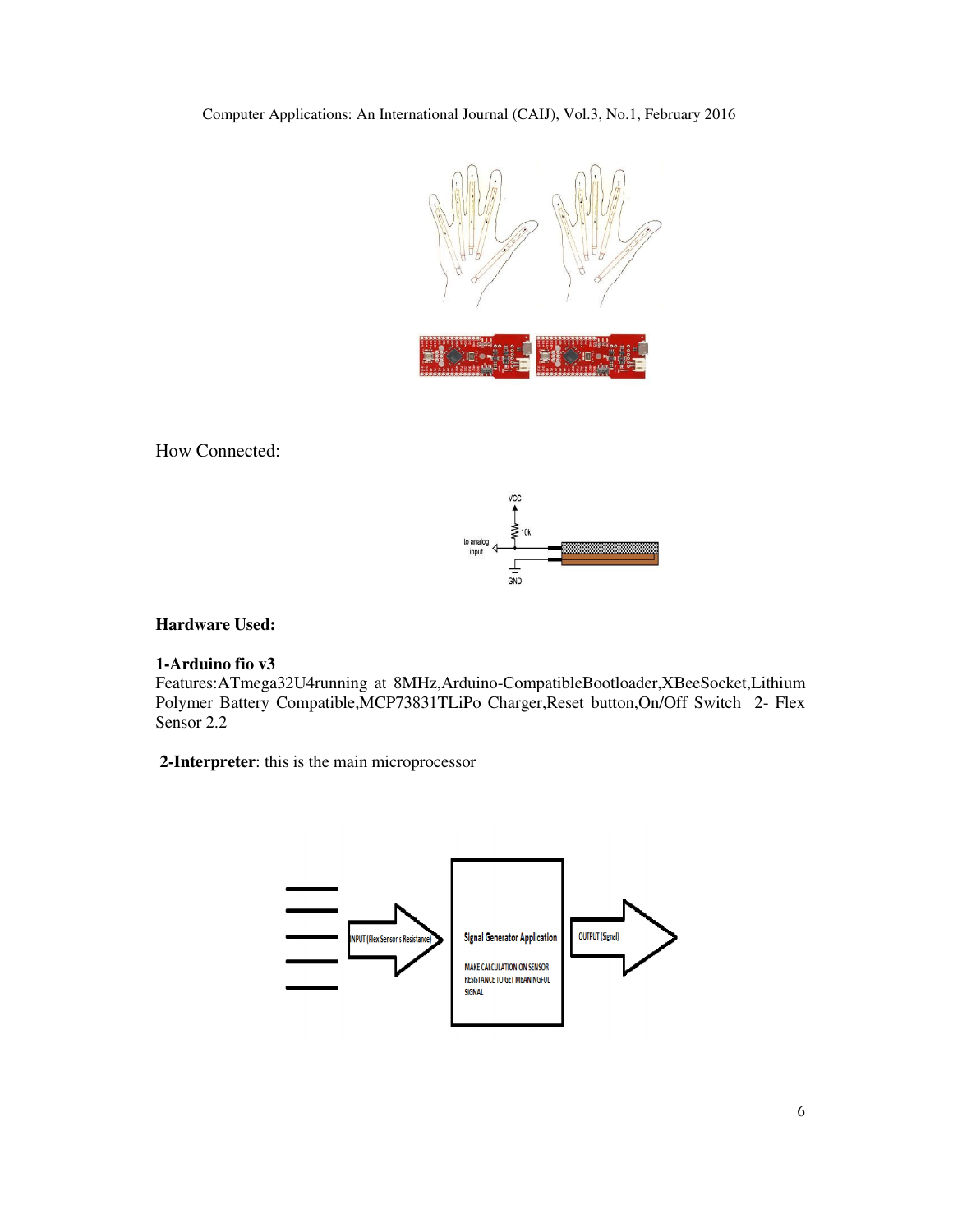How Connected:

**Hardware Used:**

**1-Arduino fio v3**
Features:ATmega32U4running at 8MHz,Arduino-CompatibleBootloader,XBeeSocket,Lithium Polymer Battery Compatible,MCP73831TLiPo Charger,Reset button,On/Off Switch 2- Flex Sensor 2.2

**2-Interpreter**: this is the main microprocessor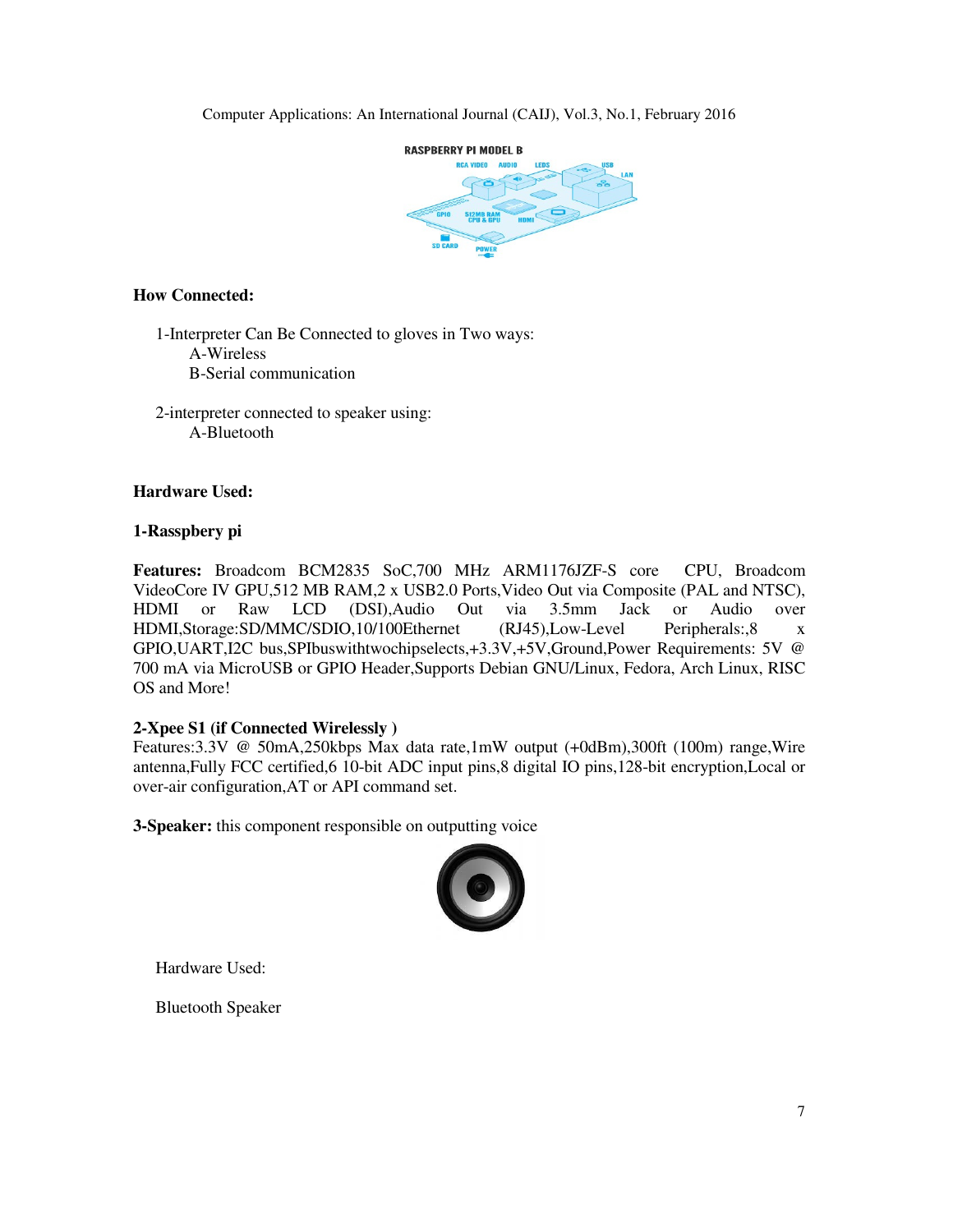**How Connected:**

1-Interpreter Can Be Connected to gloves in Two ways:
A-Wireless
B-Serial communication

2-interpreter connected to speaker using:
A-Bluetooth

**Hardware Used:**

**1-Rasspbery pi**

**Features:** Broadcom BCM2835 SoC,700 MHz ARM1176JZF-S core CPU, Broadcom VideoCore IV GPU,512 MB RAM,2 x USB2.0 Ports,Video Out via Composite (PAL and NTSC), HDMI or Raw LCD (DSI),Audio Out via 3.5mm Jack or Audio over HDMI,Storage:SD/MMC/SDIO,10/100Ethernet (RJ45),Low-Level Peripherals:,8 x GPIO,UART,I2C bus,SPIbuswithtwochipselects,+3.3V,+5V,Ground,Power Requirements: 5V @ 700 mA via MicroUSB or GPIO Header,Supports Debian GNU/Linux, Fedora, Arch Linux, RISC OS and More!

**2-Xpee S1 (if Connected Wirelessly )**
Features:3.3V @ 50mA,250kbps Max data rate,1mW output (+0dBm),300ft (100m) range,Wire antenna,Fully FCC certified,6 10-bit ADC input pins,8 digital IO pins,128-bit encryption,Local or over-air configuration,AT or API command set.

**3-Speaker:** this component responsible on outputting voice

Hardware Used:

Bluetooth Speaker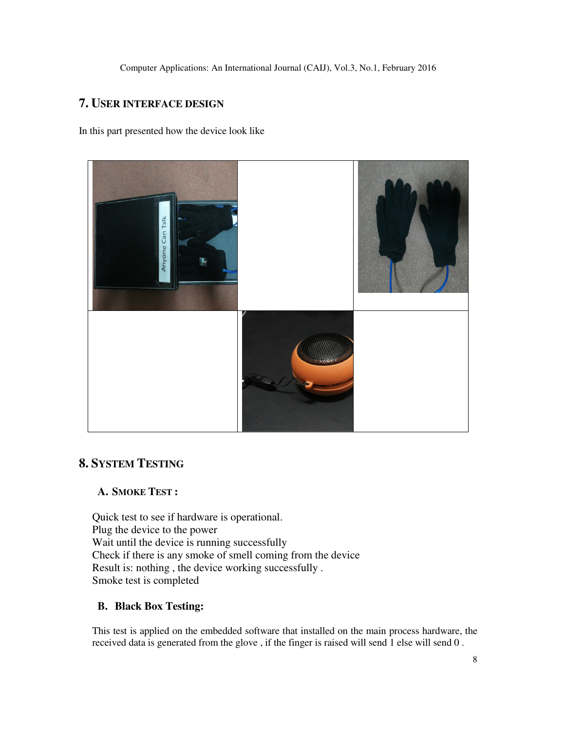## 7. USER INTERFACE DESIGN

In this part presented how the device look like

## 8. SYSTEM TESTING

### A. SMOKE TEST :

Quick test to see if hardware is operational.
Plug the device to the power
Wait until the device is running successfully
Check if there is any smoke of smell coming from the device
Result is: nothing , the device working successfully .
Smoke test is completed

### B. Black Box Testing:

This test is applied on the embedded software that installed on the main process hardware, the received data is generated from the glove , if the finger is raised will send 1 else will send 0 .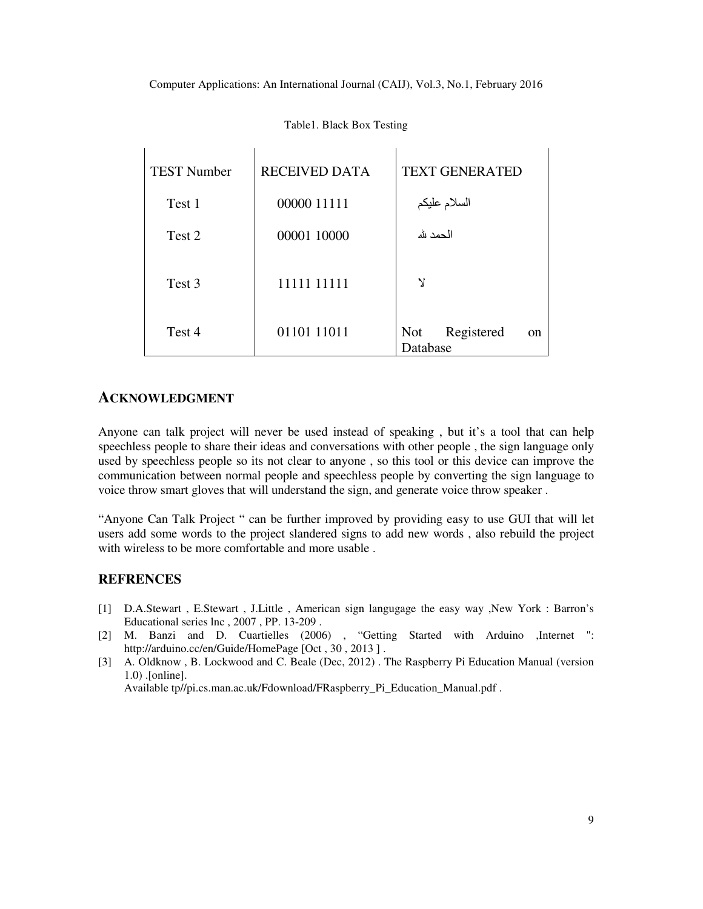Table1. Black Box Testing

| TEST Number | RECEIVED DATA | TEXT GENERATED |
| --- | --- | --- |
| Test 1 | 00000 11111 | السلام عليكم |
| Test 2 | 00001 10000 | الحمد لله |
| Test 3 | 11111 11111 | لا |
| Test 4 | 01101 11011 | Not Registered on Database |

## ACKNOWLEDGMENT

Anyone can talk project will never be used instead of speaking , but it's a tool that can help speechless people to share their ideas and conversations with other people , the sign language only used by speechless people so its not clear to anyone , so this tool or this device can improve the communication between normal people and speechless people by converting the sign language to voice throw smart gloves that will understand the sign, and generate voice throw speaker .

"Anyone Can Talk Project " can be further improved by providing easy to use GUI that will let users add some words to the project slandered signs to add new words , also rebuild the project with wireless to be more comfortable and more usable .

## REFRENCES

[1] D.A.Stewart , E.Stewart , J.Little , American sign langugage the easy way ,New York : Barron's Educational series lnc , 2007 , PP. 13-209 .

[2] M. Banzi and D. Cuartielles (2006) , "Getting Started with Arduino ,Internet ": http://arduino.cc/en/Guide/HomePage [Oct , 30 , 2013 ] .

[3] A. Oldknow , B. Lockwood and C. Beale (Dec, 2012) . The Raspberry Pi Education Manual (version 1.0) .[online]. Available tp//pi.cs.man.ac.uk/Fdownload/FRaspberry_Pi_Education_Manual.pdf .